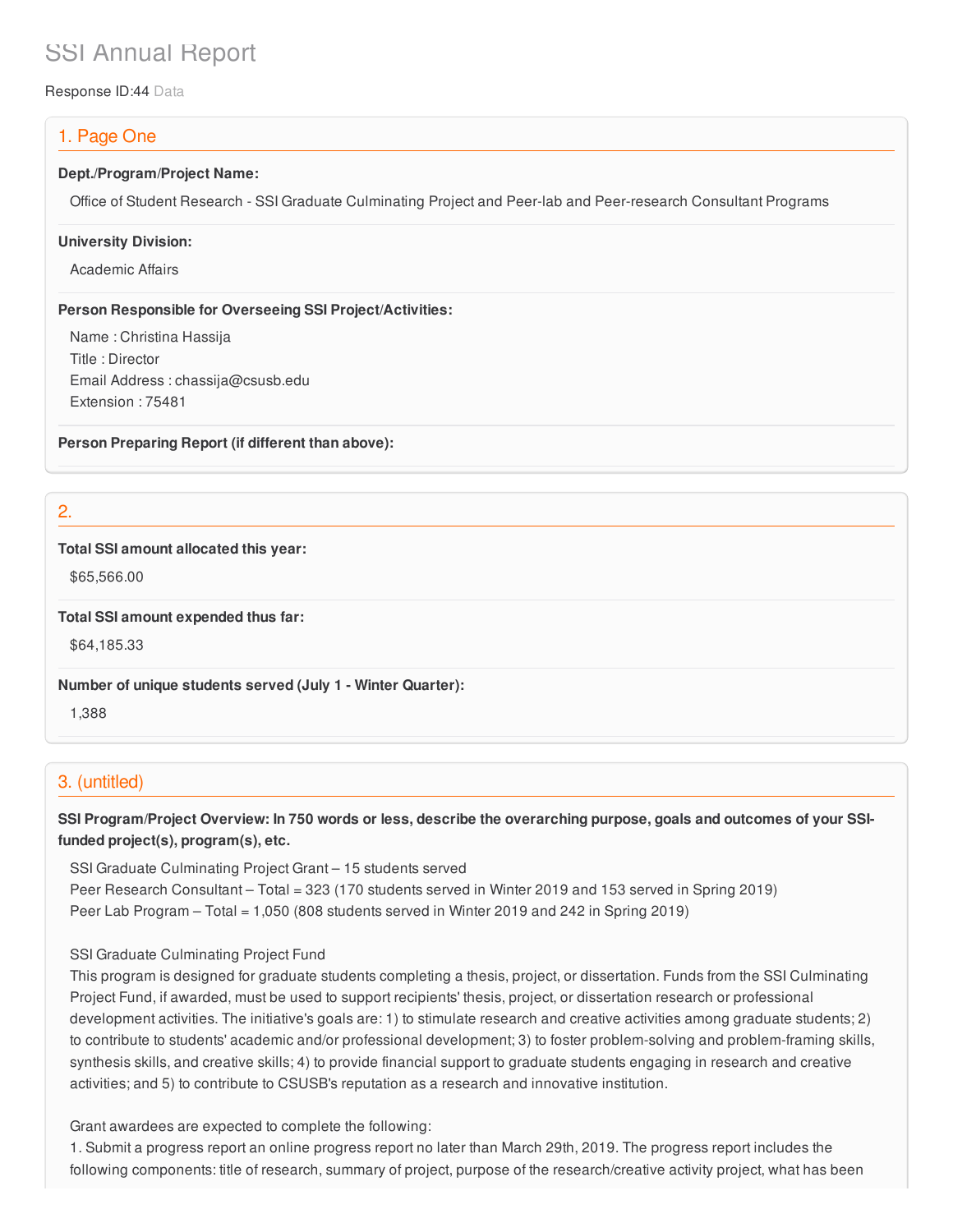# SSI Annual Report

Response ID:44 Data

## 1. Page One

**Dept./Program/Project Name:**

Office of Student Research - SSI Graduate Culminating Project and Peer-lab and Peer-research Consultant Programs

**University Division:**

Academic Affairs

**Person Responsible for Overseeing SSI Project/Activities:**

Name : Christina Hassija
Title : Director
Email Address : chassija@csusb.edu
Extension : 75481

**Person Preparing Report (if different than above):**

## 2.

**Total SSI amount allocated this year:**

$65,566.00

**Total SSI amount expended thus far:**

$64,185.33

**Number of unique students served (July 1 - Winter Quarter):**

1,388

## 3. (untitled)

**SSI Program/Project Overview: In 750 words or less, describe the overarching purpose, goals and outcomes of your SSI-funded project(s), program(s), etc.**

SSI Graduate Culminating Project Grant – 15 students served
Peer Research Consultant – Total = 323 (170 students served in Winter 2019 and 153 served in Spring 2019)
Peer Lab Program – Total = 1,050 (808 students served in Winter 2019 and 242 in Spring 2019)

SSI Graduate Culminating Project Fund
This program is designed for graduate students completing a thesis, project, or dissertation. Funds from the SSI Culminating Project Fund, if awarded, must be used to support recipients' thesis, project, or dissertation research or professional development activities. The initiative's goals are: 1) to stimulate research and creative activities among graduate students; 2) to contribute to students' academic and/or professional development; 3) to foster problem-solving and problem-framing skills, synthesis skills, and creative skills; 4) to provide financial support to graduate students engaging in research and creative activities; and 5) to contribute to CSUSB's reputation as a research and innovative institution.

Grant awardees are expected to complete the following:
1. Submit a progress report an online progress report no later than March 29th, 2019. The progress report includes the following components: title of research, summary of project, purpose of the research/creative activity project, what has been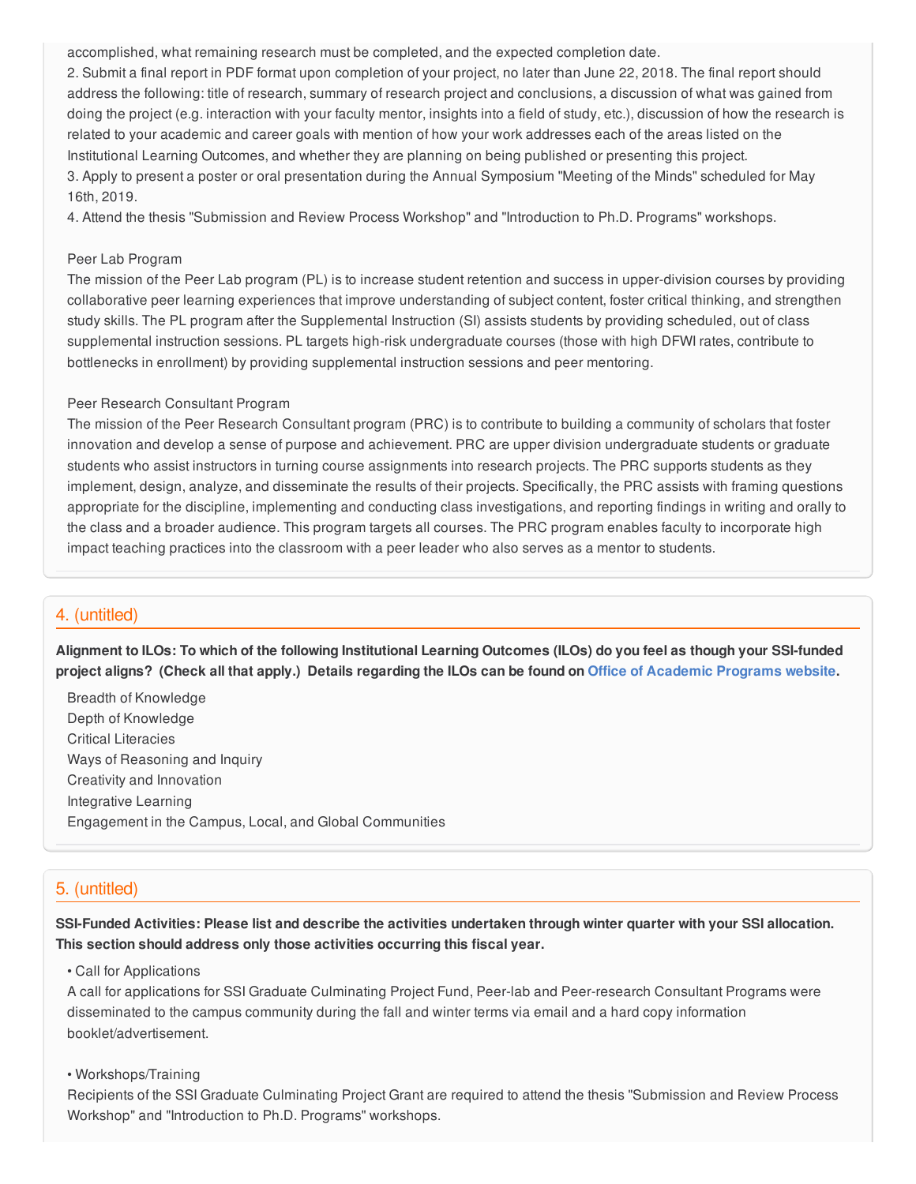accomplished, what remaining research must be completed, and the expected completion date.
2. Submit a final report in PDF format upon completion of your project, no later than June 22, 2018. The final report should address the following: title of research, summary of research project and conclusions, a discussion of what was gained from doing the project (e.g. interaction with your faculty mentor, insights into a field of study, etc.), discussion of how the research is related to your academic and career goals with mention of how your work addresses each of the areas listed on the Institutional Learning Outcomes, and whether they are planning on being published or presenting this project.
3. Apply to present a poster or oral presentation during the Annual Symposium "Meeting of the Minds" scheduled for May 16th, 2019.
4. Attend the thesis "Submission and Review Process Workshop" and "Introduction to Ph.D. Programs" workshops.

Peer Lab Program
The mission of the Peer Lab program (PL) is to increase student retention and success in upper-division courses by providing collaborative peer learning experiences that improve understanding of subject content, foster critical thinking, and strengthen study skills. The PL program after the Supplemental Instruction (SI) assists students by providing scheduled, out of class supplemental instruction sessions. PL targets high-risk undergraduate courses (those with high DFWI rates, contribute to bottlenecks in enrollment) by providing supplemental instruction sessions and peer mentoring.

Peer Research Consultant Program
The mission of the Peer Research Consultant program (PRC) is to contribute to building a community of scholars that foster innovation and develop a sense of purpose and achievement. PRC are upper division undergraduate students or graduate students who assist instructors in turning course assignments into research projects. The PRC supports students as they implement, design, analyze, and disseminate the results of their projects. Specifically, the PRC assists with framing questions appropriate for the discipline, implementing and conducting class investigations, and reporting findings in writing and orally to the class and a broader audience. This program targets all courses. The PRC program enables faculty to incorporate high impact teaching practices into the classroom with a peer leader who also serves as a mentor to students.

## 4. (untitled)

**Alignment to ILOs: To which of the following Institutional Learning Outcomes (ILOs) do you feel as though your SSI-funded project aligns? (Check all that apply.) Details regarding the ILOs can be found on Office of Academic Programs website.**

Breadth of Knowledge
Depth of Knowledge
Critical Literacies
Ways of Reasoning and Inquiry
Creativity and Innovation
Integrative Learning
Engagement in the Campus, Local, and Global Communities

## 5. (untitled)

**SSI-Funded Activities: Please list and describe the activities undertaken through winter quarter with your SSI allocation. This section should address only those activities occurring this fiscal year.**

• Call for Applications
A call for applications for SSI Graduate Culminating Project Fund, Peer-lab and Peer-research Consultant Programs were disseminated to the campus community during the fall and winter terms via email and a hard copy information booklet/advertisement.

• Workshops/Training
Recipients of the SSI Graduate Culminating Project Grant are required to attend the thesis "Submission and Review Process Workshop" and "Introduction to Ph.D. Programs" workshops.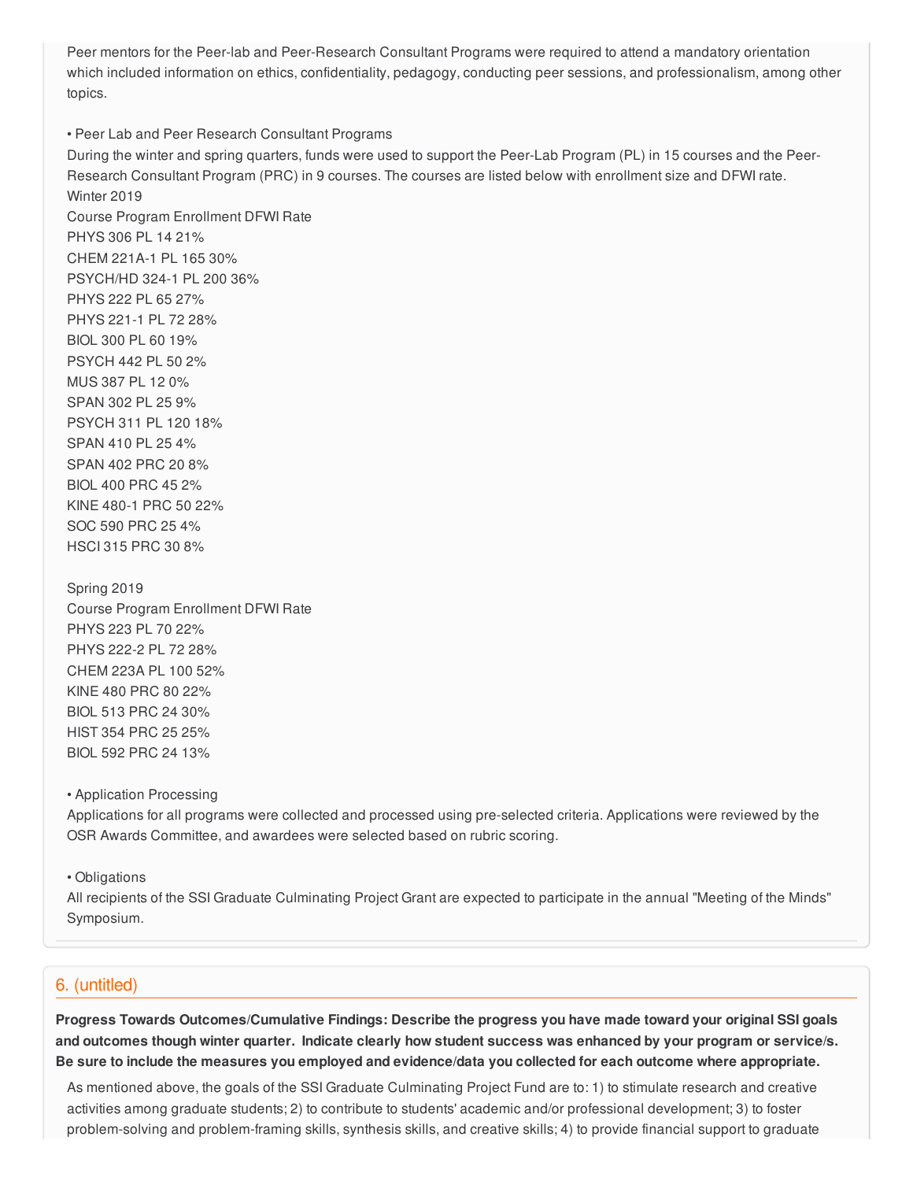Peer mentors for the Peer-lab and Peer-Research Consultant Programs were required to attend a mandatory orientation which included information on ethics, confidentiality, pedagogy, conducting peer sessions, and professionalism, among other topics.

• Peer Lab and Peer Research Consultant Programs

During the winter and spring quarters, funds were used to support the Peer-Lab Program (PL) in 15 courses and the Peer-Research Consultant Program (PRC) in 9 courses. The courses are listed below with enrollment size and DFWI rate.

Winter 2019

| Course | Program | Enrollment | DFWI Rate |
|---|---|---|---|
| PHYS 306 | PL | 14 | 21% |
| CHEM 221A-1 | PL | 165 | 30% |
| PSYCH/HD 324-1 | PL | 200 | 36% |
| PHYS 222 | PL | 65 | 27% |
| PHYS 221-1 | PL | 72 | 28% |
| BIOL 300 | PL | 60 | 19% |
| PSYCH 442 | PL | 50 | 2% |
| MUS 387 | PL | 12 | 0% |
| SPAN 302 | PL | 25 | 9% |
| PSYCH 311 | PL | 120 | 18% |
| SPAN 410 | PL | 25 | 4% |
| SPAN 402 | PRC | 20 | 8% |
| BIOL 400 | PRC | 45 | 2% |
| KINE 480-1 | PRC | 50 | 22% |
| SOC 590 | PRC | 25 | 4% |
| HSCI 315 | PRC | 30 | 8% |

Spring 2019

| Course | Program | Enrollment | DFWI Rate |
|---|---|---|---|
| PHYS 223 | PL | 70 | 22% |
| PHYS 222-2 | PL | 72 | 28% |
| CHEM 223A | PL | 100 | 52% |
| KINE 480 | PRC | 80 | 22% |
| BIOL 513 | PRC | 24 | 30% |
| HIST 354 | PRC | 25 | 25% |
| BIOL 592 | PRC | 24 | 13% |

• Application Processing

Applications for all programs were collected and processed using pre-selected criteria. Applications were reviewed by the OSR Awards Committee, and awardees were selected based on rubric scoring.

• Obligations

All recipients of the SSI Graduate Culminating Project Grant are expected to participate in the annual "Meeting of the Minds" Symposium.

## 6. (untitled)

**Progress Towards Outcomes/Cumulative Findings: Describe the progress you have made toward your original SSI goals and outcomes though winter quarter. Indicate clearly how student success was enhanced by your program or service/s. Be sure to include the measures you employed and evidence/data you collected for each outcome where appropriate.**

As mentioned above, the goals of the SSI Graduate Culminating Project Fund are to: 1) to stimulate research and creative activities among graduate students; 2) to contribute to students' academic and/or professional development; 3) to foster problem-solving and problem-framing skills, synthesis skills, and creative skills; 4) to provide financial support to graduate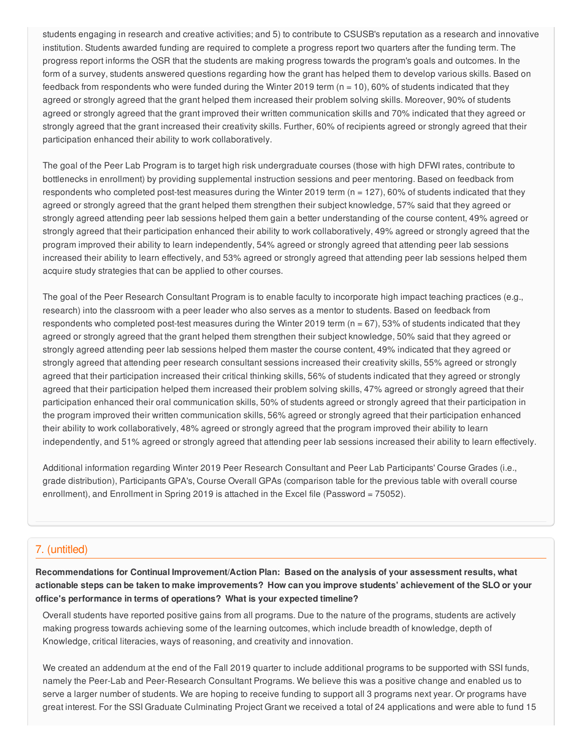students engaging in research and creative activities; and 5) to contribute to CSUSB's reputation as a research and innovative institution. Students awarded funding are required to complete a progress report two quarters after the funding term. The progress report informs the OSR that the students are making progress towards the program's goals and outcomes. In the form of a survey, students answered questions regarding how the grant has helped them to develop various skills. Based on feedback from respondents who were funded during the Winter 2019 term (n = 10), 60% of students indicated that they agreed or strongly agreed that the grant helped them increased their problem solving skills. Moreover, 90% of students agreed or strongly agreed that the grant improved their written communication skills and 70% indicated that they agreed or strongly agreed that the grant increased their creativity skills. Further, 60% of recipients agreed or strongly agreed that their participation enhanced their ability to work collaboratively.

The goal of the Peer Lab Program is to target high risk undergraduate courses (those with high DFWI rates, contribute to bottlenecks in enrollment) by providing supplemental instruction sessions and peer mentoring. Based on feedback from respondents who completed post-test measures during the Winter 2019 term (n = 127), 60% of students indicated that they agreed or strongly agreed that the grant helped them strengthen their subject knowledge, 57% said that they agreed or strongly agreed attending peer lab sessions helped them gain a better understanding of the course content, 49% agreed or strongly agreed that their participation enhanced their ability to work collaboratively, 49% agreed or strongly agreed that the program improved their ability to learn independently, 54% agreed or strongly agreed that attending peer lab sessions increased their ability to learn effectively, and 53% agreed or strongly agreed that attending peer lab sessions helped them acquire study strategies that can be applied to other courses.

The goal of the Peer Research Consultant Program is to enable faculty to incorporate high impact teaching practices (e.g., research) into the classroom with a peer leader who also serves as a mentor to students. Based on feedback from respondents who completed post-test measures during the Winter 2019 term (n = 67), 53% of students indicated that they agreed or strongly agreed that the grant helped them strengthen their subject knowledge, 50% said that they agreed or strongly agreed attending peer lab sessions helped them master the course content, 49% indicated that they agreed or strongly agreed that attending peer research consultant sessions increased their creativity skills, 55% agreed or strongly agreed that their participation increased their critical thinking skills, 56% of students indicated that they agreed or strongly agreed that their participation helped them increased their problem solving skills, 47% agreed or strongly agreed that their participation enhanced their oral communication skills, 50% of students agreed or strongly agreed that their participation in the program improved their written communication skills, 56% agreed or strongly agreed that their participation enhanced their ability to work collaboratively, 48% agreed or strongly agreed that the program improved their ability to learn independently, and 51% agreed or strongly agreed that attending peer lab sessions increased their ability to learn effectively.

Additional information regarding Winter 2019 Peer Research Consultant and Peer Lab Participants' Course Grades (i.e., grade distribution), Participants GPA's, Course Overall GPAs (comparison table for the previous table with overall course enrollment), and Enrollment in Spring 2019 is attached in the Excel file (Password = 75052).

## 7. (untitled)

**Recommendations for Continual Improvement/Action Plan: Based on the analysis of your assessment results, what actionable steps can be taken to make improvements? How can you improve students' achievement of the SLO or your office's performance in terms of operations? What is your expected timeline?**

Overall students have reported positive gains from all programs. Due to the nature of the programs, students are actively making progress towards achieving some of the learning outcomes, which include breadth of knowledge, depth of Knowledge, critical literacies, ways of reasoning, and creativity and innovation.

We created an addendum at the end of the Fall 2019 quarter to include additional programs to be supported with SSI funds, namely the Peer-Lab and Peer-Research Consultant Programs. We believe this was a positive change and enabled us to serve a larger number of students. We are hoping to receive funding to support all 3 programs next year. Or programs have great interest. For the SSI Graduate Culminating Project Grant we received a total of 24 applications and were able to fund 15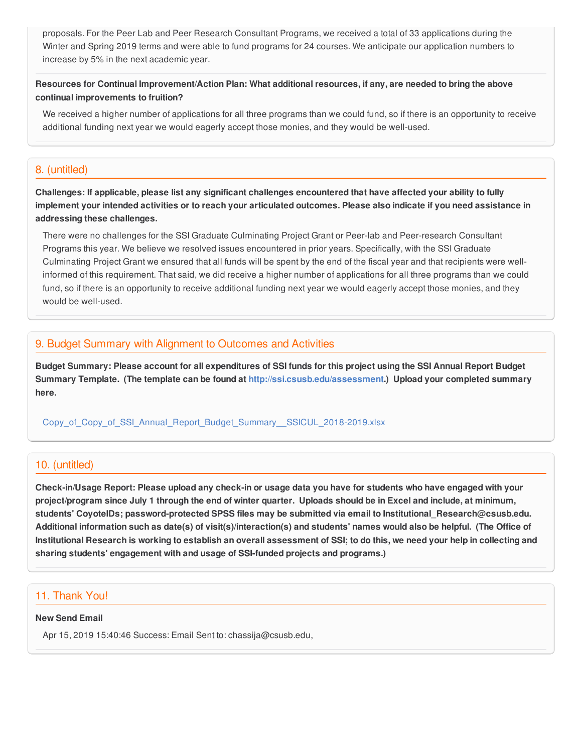proposals. For the Peer Lab and Peer Research Consultant Programs, we received a total of 33 applications during the Winter and Spring 2019 terms and were able to fund programs for 24 courses. We anticipate our application numbers to increase by 5% in the next academic year.

**Resources for Continual Improvement/Action Plan: What additional resources, if any, are needed to bring the above continual improvements to fruition?**

We received a higher number of applications for all three programs than we could fund, so if there is an opportunity to receive additional funding next year we would eagerly accept those monies, and they would be well-used.

## 8. (untitled)

**Challenges: If applicable, please list any significant challenges encountered that have affected your ability to fully implement your intended activities or to reach your articulated outcomes. Please also indicate if you need assistance in addressing these challenges.**

There were no challenges for the SSI Graduate Culminating Project Grant or Peer-lab and Peer-research Consultant Programs this year. We believe we resolved issues encountered in prior years. Specifically, with the SSI Graduate Culminating Project Grant we ensured that all funds will be spent by the end of the fiscal year and that recipients were well-informed of this requirement. That said, we did receive a higher number of applications for all three programs than we could fund, so if there is an opportunity to receive additional funding next year we would eagerly accept those monies, and they would be well-used.

## 9. Budget Summary with Alignment to Outcomes and Activities

**Budget Summary: Please account for all expenditures of SSI funds for this project using the SSI Annual Report Budget Summary Template. (The template can be found at http://ssi.csusb.edu/assessment.) Upload your completed summary here.**

Copy_of_Copy_of_SSI_Annual_Report_Budget_Summary__SSICUL_2018-2019.xlsx

## 10. (untitled)

**Check-in/Usage Report: Please upload any check-in or usage data you have for students who have engaged with your project/program since July 1 through the end of winter quarter. Uploads should be in Excel and include, at minimum, students' CoyoteIDs; password-protected SPSS files may be submitted via email to Institutional_Research@csusb.edu. Additional information such as date(s) of visit(s)/interaction(s) and students' names would also be helpful. (The Office of Institutional Research is working to establish an overall assessment of SSI; to do this, we need your help in collecting and sharing students' engagement with and usage of SSI-funded projects and programs.)**

## 11. Thank You!

**New Send Email**

Apr 15, 2019 15:40:46 Success: Email Sent to: chassija@csusb.edu,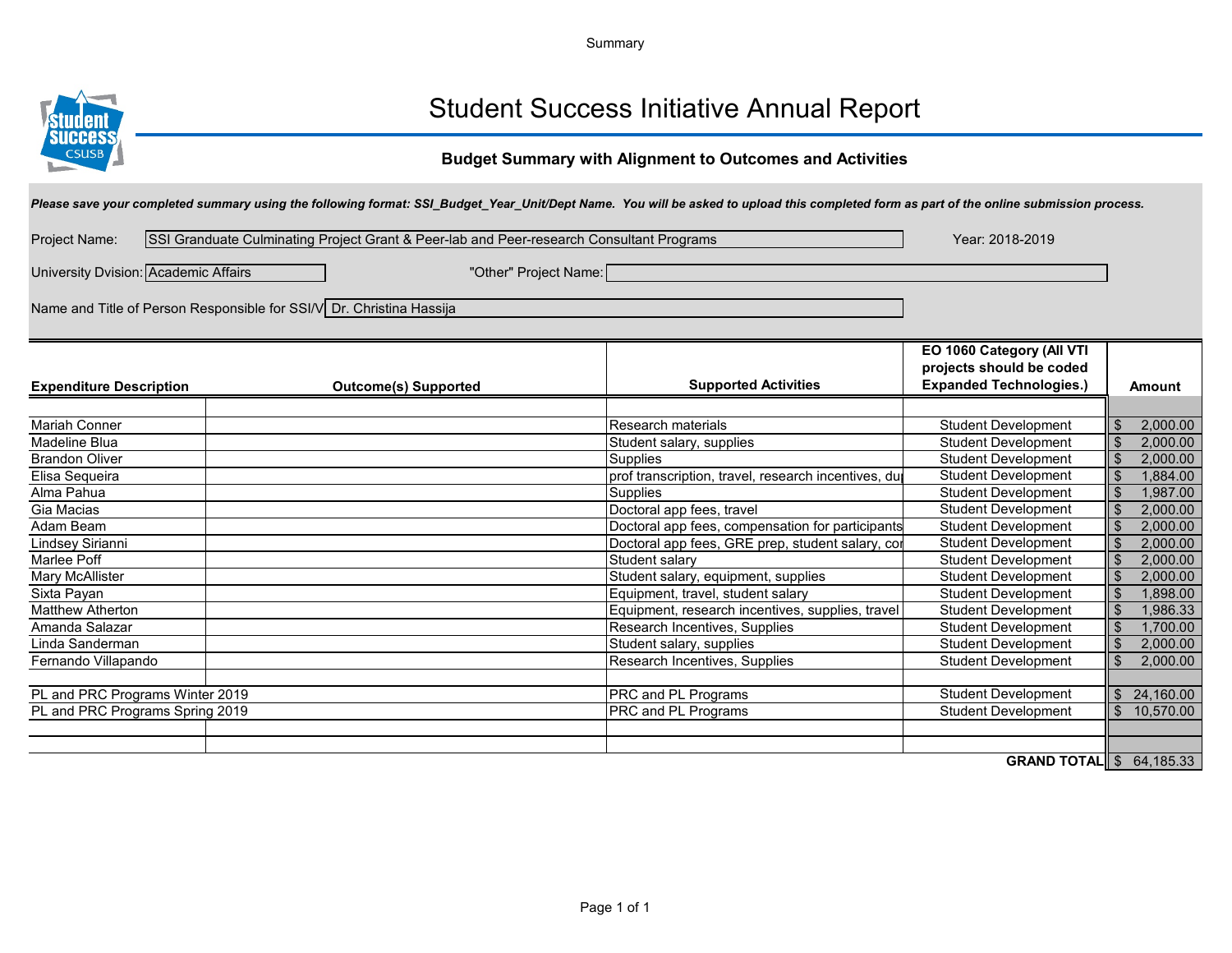# Student Success Initiative Annual Report

## Budget Summary with Alignment to Outcomes and Activities

***Please save your completed summary using the following format: SSI_Budget_Year_Unit/Dept Name. You will be asked to upload this completed form as part of the online submission process.***

Project Name: SSI Granduate Culminating Project Grant & Peer-lab and Peer-research Consultant Programs

Year: 2018-2019

University Dvision: Academic Affairs

"Other" Project Name:

Name and Title of Person Responsible for SSI/V: Dr. Christina Hassija

| Expenditure Description | Outcome(s) Supported | Supported Activities | EO 1060 Category (All VTI projects should be coded Expanded Technologies.) | Amount |
|---|---|---|---|---|
| | | | | |
| Mariah Conner | | Research materials | Student Development | $ 2,000.00 |
| Madeline Blua | | Student salary, supplies | Student Development | $ 2,000.00 |
| Brandon Oliver | | Supplies | Student Development | $ 2,000.00 |
| Elisa Sequeira | | prof transcription, travel, research incentives, du | Student Development | $ 1,884.00 |
| Alma Pahua | | Supplies | Student Development | $ 1,987.00 |
| Gia Macias | | Doctoral app fees, travel | Student Development | $ 2,000.00 |
| Adam Beam | | Doctoral app fees, compensation for participants | Student Development | $ 2,000.00 |
| Lindsey Sirianni | | Doctoral app fees, GRE prep, student salary, co | Student Development | $ 2,000.00 |
| Marlee Poff | | Student salary | Student Development | $ 2,000.00 |
| Mary McAllister | | Student salary, equipment, supplies | Student Development | $ 2,000.00 |
| Sixta Payan | | Equipment, travel, student salary | Student Development | $ 1,898.00 |
| Matthew Atherton | | Equipment, research incentives, supplies, travel | Student Development | $ 1,986.33 |
| Amanda Salazar | | Research Incentives, Supplies | Student Development | $ 1,700.00 |
| Linda Sanderman | | Student salary, supplies | Student Development | $ 2,000.00 |
| Fernando Villapando | | Research Incentives, Supplies | Student Development | $ 2,000.00 |
| | | | | |
| PL and PRC Programs Winter 2019 | | PRC and PL Programs | Student Development | $ 24,160.00 |
| PL and PRC Programs Spring 2019 | | PRC and PL Programs | Student Development | $ 10,570.00 |
| | | | | |
| | | | | |
| | | | **GRAND TOTAL** | $ 64,185.33 |